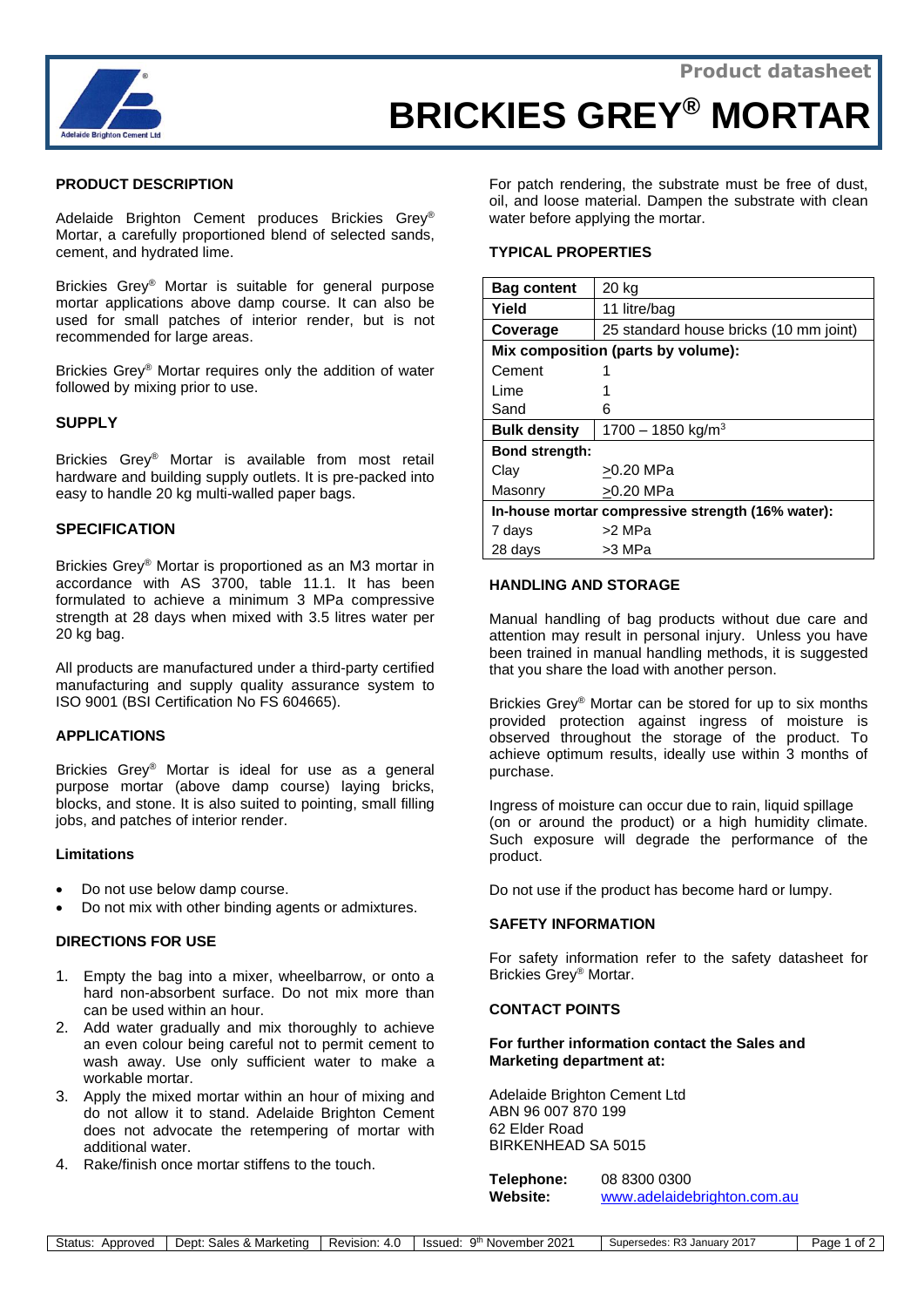Product datasheet

# BRICKIES GREY® MORTAR

## PRODUCT DESCRIPTION

Adelaide Brighton Cement produces Brickies Grey® Mortar, a carefully proportioned blend of selected sands, cement, and hydrated lime.

Brickies Grey® Mortar is suitable for general purpose mortar applications above damp course. It can also be used for small patches of interior render, but is not recommended for large areas.

Brickies Grey® Mortar requires only the addition of water followed by mixing prior to use.

## SUPPLY

Brickies Grey® Mortar is available from most retail hardware and building supply outlets. It is pre-packed into easy to handle 20 kg multi-walled paper bags.

## SPECIFICATION

Brickies Grey® Mortar is proportioned as an M3 mortar in accordance with AS 3700, table 11.1. It has been formulated to achieve a minimum 3 MPa compressive strength at 28 days when mixed with 3.5 litres water per 20 kg bag.

All products are manufactured under a third-party certified manufacturing and supply quality assurance system to ISO 9001 (BSI Certification No FS 604665).

## APPLICATIONS

Brickies Grey® Mortar is ideal for use as a general purpose mortar (above damp course) laying bricks, blocks, and stone. It is also suited to pointing, small filling jobs, and patches of interior render.

### Limitations

- Do not use below damp course.
- Do not mix with other binding agents or admixtures.

## DIRECTIONS FOR USE

1. Empty the bag into a mixer, wheelbarrow, or onto a hard non-absorbent surface. Do not mix more than can be used within an hour.
2. Add water gradually and mix thoroughly to achieve an even colour being careful not to permit cement to wash away. Use only sufficient water to make a workable mortar.
3. Apply the mixed mortar within an hour of mixing and do not allow it to stand. Adelaide Brighton Cement does not advocate the retempering of mortar with additional water.
4. Rake/finish once mortar stiffens to the touch.

For patch rendering, the substrate must be free of dust, oil, and loose material. Dampen the substrate with clean water before applying the mortar.

## TYPICAL PROPERTIES

| | |
|---|---|
| **Bag content** | 20 kg |
| **Yield** | 11 litre/bag |
| **Coverage** | 25 standard house bricks (10 mm joint) |
| **Mix composition (parts by volume):** | |
| Cement | 1 |
| Lime | 1 |
| Sand | 6 |
| **Bulk density** | 1700 – 1850 kg/m$^3$ |
| **Bond strength:** | |
| Clay | $\geq$0.20 MPa |
| Masonry | $\geq$0.20 MPa |
| **In-house mortar compressive strength (16% water):** | |
| 7 days | >2 MPa |
| 28 days | >3 MPa |

## HANDLING AND STORAGE

Manual handling of bag products without due care and attention may result in personal injury. Unless you have been trained in manual handling methods, it is suggested that you share the load with another person.

Brickies Grey® Mortar can be stored for up to six months provided protection against ingress of moisture is observed throughout the storage of the product. To achieve optimum results, ideally use within 3 months of purchase.

Ingress of moisture can occur due to rain, liquid spillage (on or around the product) or a high humidity climate. Such exposure will degrade the performance of the product.

Do not use if the product has become hard or lumpy.

## SAFETY INFORMATION

For safety information refer to the safety datasheet for Brickies Grey® Mortar.

## CONTACT POINTS

**For further information contact the Sales and Marketing department at:**

Adelaide Brighton Cement Ltd
ABN 96 007 870 199
62 Elder Road
BIRKENHEAD SA 5015

**Telephone:** 08 8300 0300
**Website:** www.adelaidebrighton.com.au

| Status: Approved | Dept: Sales & Marketing | Revision: 4.0 | Issued: 9th November 2021 | Supersedes: R3 January 2017 |
|---|---|---|---|---|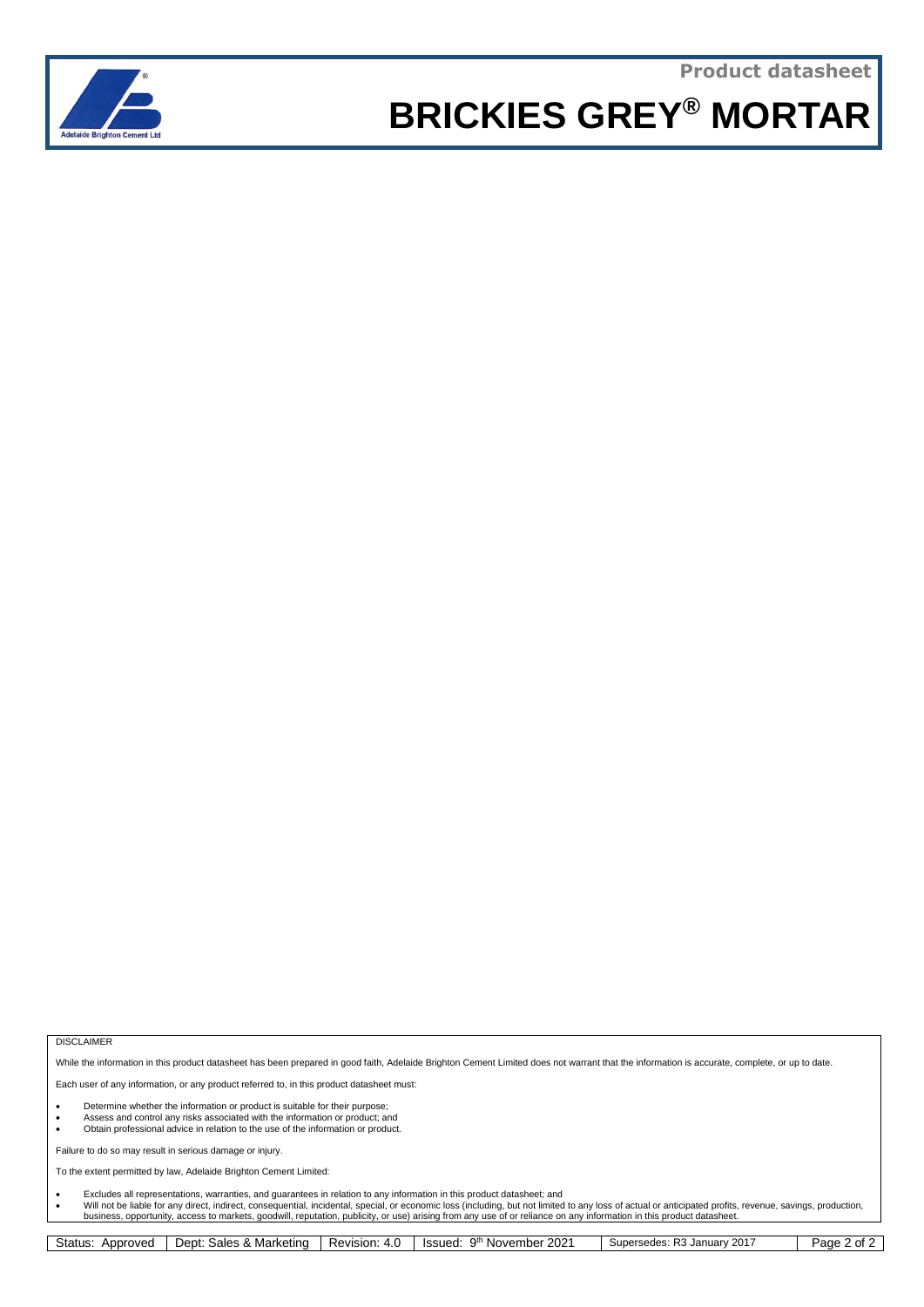DISCLAIMER

While the information in this product datasheet has been prepared in good faith, Adelaide Brighton Cement Limited does not warrant that the information is accurate, complete, or up to date.

Each user of any information, or any product referred to, in this product datasheet must:

- Determine whether the information or product is suitable for their purpose;
- Assess and control any risks associated with the information or product; and
- Obtain professional advice in relation to the use of the information or product.

Failure to do so may result in serious damage or injury.

To the extent permitted by law, Adelaide Brighton Cement Limited:

- Excludes all representations, warranties, and guarantees in relation to any information in this product datasheet; and
- Will not be liable for any direct, indirect, consequential, incidental, special, or economic loss (including, but not limited to any loss of actual or anticipated profits, revenue, savings, production, business, opportunity, access to markets, goodwill, reputation, publicity, or use) arising from any use of or reliance on any information in this product datasheet.

| | | | | |
|---|---|---|---|---|
| Status: Approved | Dept: Sales & Marketing | Revision: 4.0 | Issued: 9th November 2021 | Supersedes: R3 January 2017 |